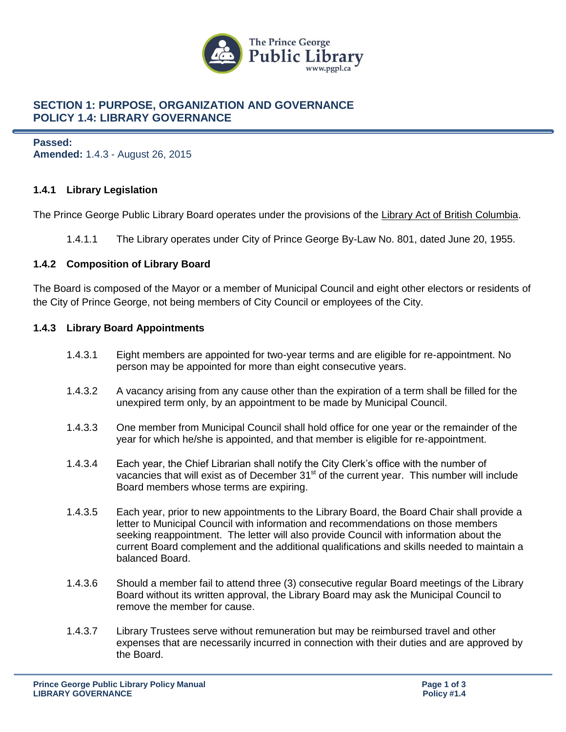# SECTION 1: PURPOSE, ORGANIZATION AND GOVERNANCE
# POLICY 1.4: LIBRARY GOVERNANCE

**Passed:**
**Amended:** 1.4.3 - August 26, 2015

### 1.4.1 Library Legislation

The Prince George Public Library Board operates under the provisions of the Library Act of British Columbia.

1.4.1.1 The Library operates under City of Prince George By-Law No. 801, dated June 20, 1955.

### 1.4.2 Composition of Library Board

The Board is composed of the Mayor or a member of Municipal Council and eight other electors or residents of the City of Prince George, not being members of City Council or employees of the City.

### 1.4.3 Library Board Appointments

1.4.3.1 Eight members are appointed for two-year terms and are eligible for re-appointment. No person may be appointed for more than eight consecutive years.

1.4.3.2 A vacancy arising from any cause other than the expiration of a term shall be filled for the unexpired term only, by an appointment to be made by Municipal Council.

1.4.3.3 One member from Municipal Council shall hold office for one year or the remainder of the year for which he/she is appointed, and that member is eligible for re-appointment.

1.4.3.4 Each year, the Chief Librarian shall notify the City Clerk's office with the number of vacancies that will exist as of December 31st of the current year. This number will include Board members whose terms are expiring.

1.4.3.5 Each year, prior to new appointments to the Library Board, the Board Chair shall provide a letter to Municipal Council with information and recommendations on those members seeking reappointment. The letter will also provide Council with information about the current Board complement and the additional qualifications and skills needed to maintain a balanced Board.

1.4.3.6 Should a member fail to attend three (3) consecutive regular Board meetings of the Library Board without its written approval, the Library Board may ask the Municipal Council to remove the member for cause.

1.4.3.7 Library Trustees serve without remuneration but may be reimbursed travel and other expenses that are necessarily incurred in connection with their duties and are approved by the Board.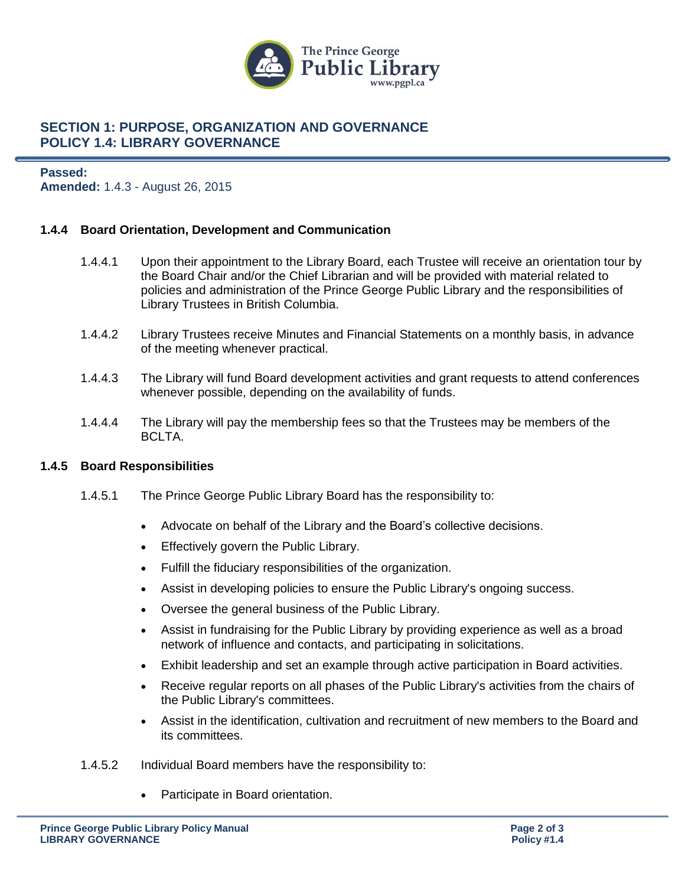## SECTION 1: PURPOSE, ORGANIZATION AND GOVERNANCE
## POLICY 1.4: LIBRARY GOVERNANCE

**Passed:**
**Amended:** 1.4.3 - August 26, 2015

### 1.4.4 Board Orientation, Development and Communication

1.4.4.1 Upon their appointment to the Library Board, each Trustee will receive an orientation tour by the Board Chair and/or the Chief Librarian and will be provided with material related to policies and administration of the Prince George Public Library and the responsibilities of Library Trustees in British Columbia.

1.4.4.2 Library Trustees receive Minutes and Financial Statements on a monthly basis, in advance of the meeting whenever practical.

1.4.4.3 The Library will fund Board development activities and grant requests to attend conferences whenever possible, depending on the availability of funds.

1.4.4.4 The Library will pay the membership fees so that the Trustees may be members of the BCLTA.

### 1.4.5 Board Responsibilities

1.4.5.1 The Prince George Public Library Board has the responsibility to:

- Advocate on behalf of the Library and the Board's collective decisions.
- Effectively govern the Public Library.
- Fulfill the fiduciary responsibilities of the organization.
- Assist in developing policies to ensure the Public Library's ongoing success.
- Oversee the general business of the Public Library.
- Assist in fundraising for the Public Library by providing experience as well as a broad network of influence and contacts, and participating in solicitations.
- Exhibit leadership and set an example through active participation in Board activities.
- Receive regular reports on all phases of the Public Library's activities from the chairs of the Public Library's committees.
- Assist in the identification, cultivation and recruitment of new members to the Board and its committees.

1.4.5.2 Individual Board members have the responsibility to:

- Participate in Board orientation.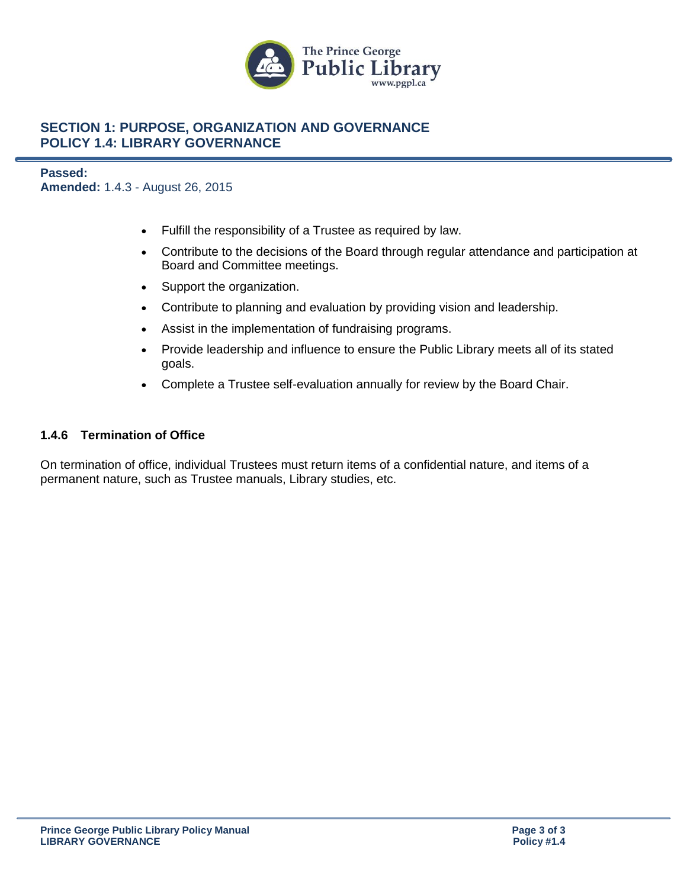## SECTION 1: PURPOSE, ORGANIZATION AND GOVERNANCE
## POLICY 1.4: LIBRARY GOVERNANCE

**Passed:**
**Amended:** 1.4.3 - August 26, 2015

- Fulfill the responsibility of a Trustee as required by law.
- Contribute to the decisions of the Board through regular attendance and participation at Board and Committee meetings.
- Support the organization.
- Contribute to planning and evaluation by providing vision and leadership.
- Assist in the implementation of fundraising programs.
- Provide leadership and influence to ensure the Public Library meets all of its stated goals.
- Complete a Trustee self-evaluation annually for review by the Board Chair.

### 1.4.6 Termination of Office

On termination of office, individual Trustees must return items of a confidential nature, and items of a permanent nature, such as Trustee manuals, Library studies, etc.